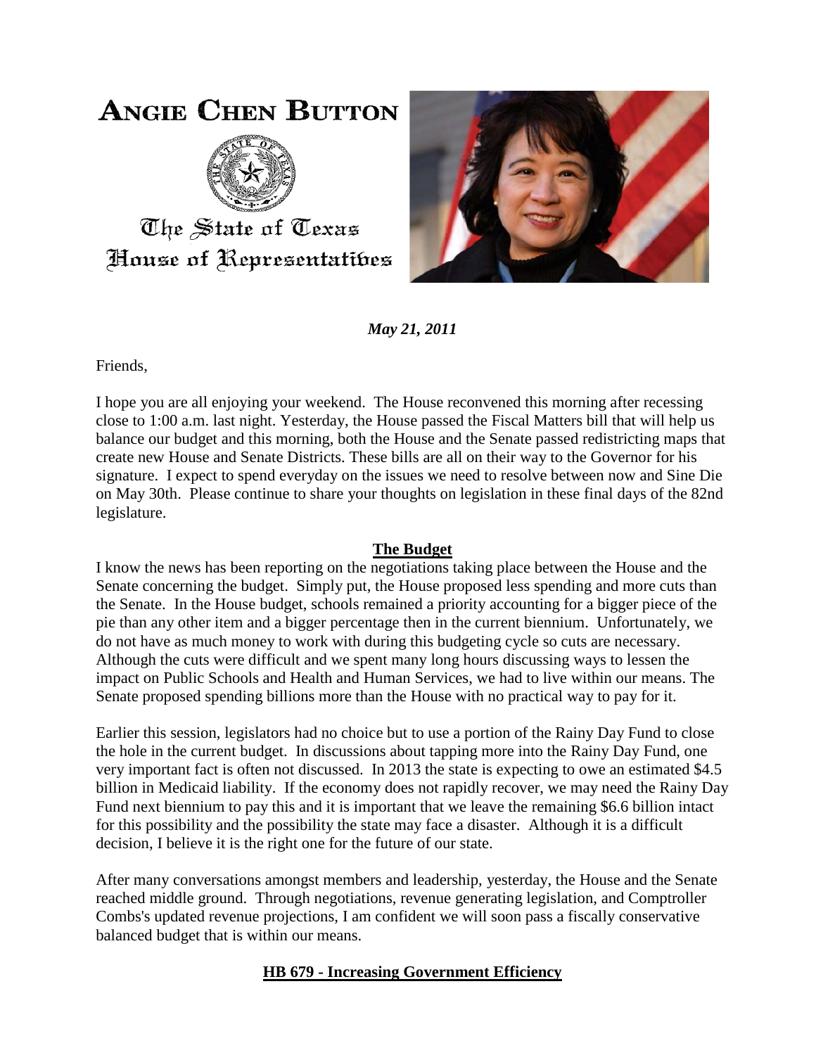# ANGIE CHEN BUTTON

The State of Texas
House of Representatives

***May 21, 2011***

Friends,

I hope you are all enjoying your weekend. The House reconvened this morning after recessing close to 1:00 a.m. last night. Yesterday, the House passed the Fiscal Matters bill that will help us balance our budget and this morning, both the House and the Senate passed redistricting maps that create new House and Senate Districts. These bills are all on their way to the Governor for his signature. I expect to spend everyday on the issues we need to resolve between now and Sine Die on May 30th. Please continue to share your thoughts on legislation in these final days of the 82nd legislature.

## The Budget

I know the news has been reporting on the negotiations taking place between the House and the Senate concerning the budget. Simply put, the House proposed less spending and more cuts than the Senate. In the House budget, schools remained a priority accounting for a bigger piece of the pie than any other item and a bigger percentage then in the current biennium. Unfortunately, we do not have as much money to work with during this budgeting cycle so cuts are necessary. Although the cuts were difficult and we spent many long hours discussing ways to lessen the impact on Public Schools and Health and Human Services, we had to live within our means. The Senate proposed spending billions more than the House with no practical way to pay for it.

Earlier this session, legislators had no choice but to use a portion of the Rainy Day Fund to close the hole in the current budget. In discussions about tapping more into the Rainy Day Fund, one very important fact is often not discussed. In 2013 the state is expecting to owe an estimated $4.5 billion in Medicaid liability. If the economy does not rapidly recover, we may need the Rainy Day Fund next biennium to pay this and it is important that we leave the remaining $6.6 billion intact for this possibility and the possibility the state may face a disaster. Although it is a difficult decision, I believe it is the right one for the future of our state.

After many conversations amongst members and leadership, yesterday, the House and the Senate reached middle ground. Through negotiations, revenue generating legislation, and Comptroller Combs's updated revenue projections, I am confident we will soon pass a fiscally conservative balanced budget that is within our means.

## HB 679 - Increasing Government Efficiency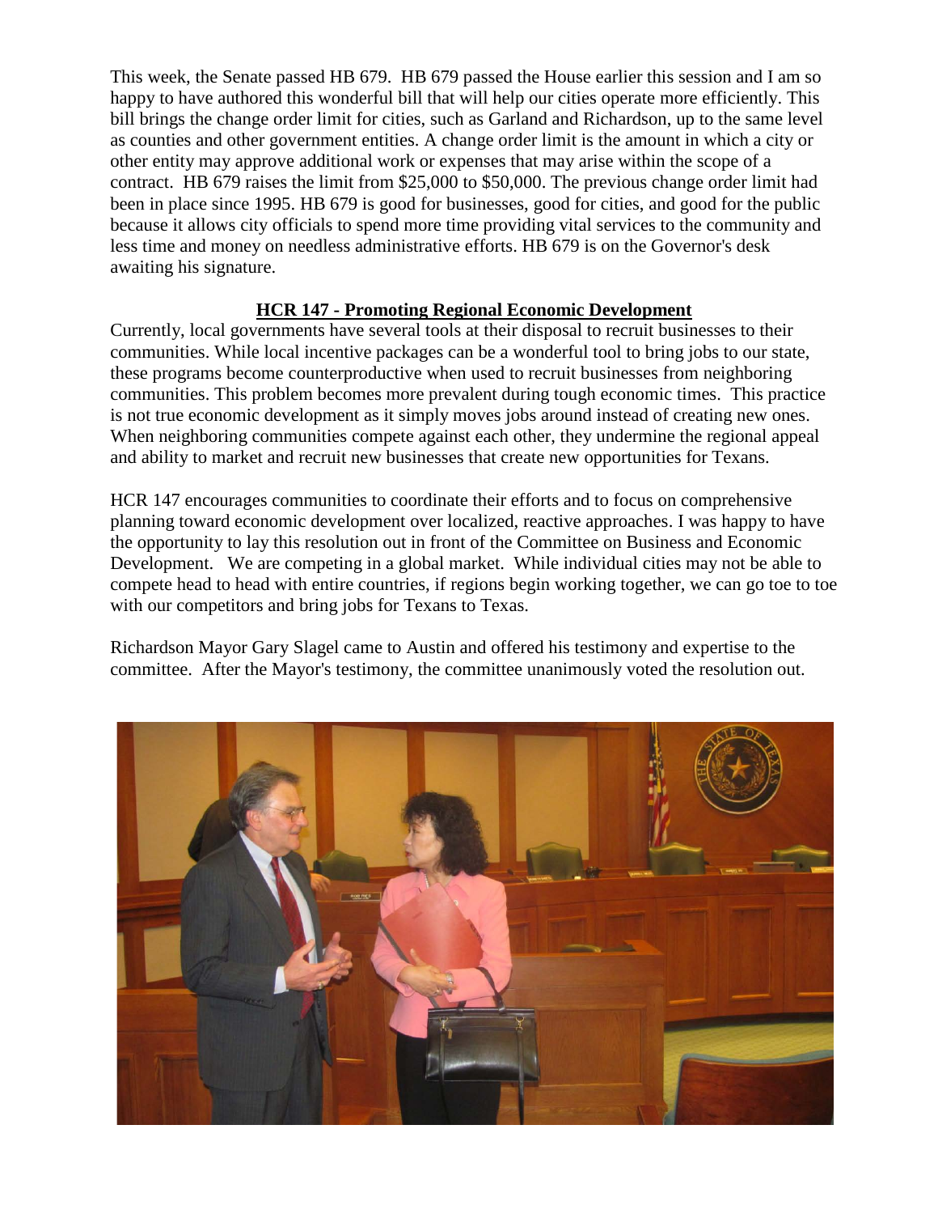This week, the Senate passed HB 679. HB 679 passed the House earlier this session and I am so happy to have authored this wonderful bill that will help our cities operate more efficiently. This bill brings the change order limit for cities, such as Garland and Richardson, up to the same level as counties and other government entities. A change order limit is the amount in which a city or other entity may approve additional work or expenses that may arise within the scope of a contract. HB 679 raises the limit from $25,000 to $50,000. The previous change order limit had been in place since 1995. HB 679 is good for businesses, good for cities, and good for the public because it allows city officials to spend more time providing vital services to the community and less time and money on needless administrative efforts. HB 679 is on the Governor's desk awaiting his signature.

## HCR 147 - Promoting Regional Economic Development

Currently, local governments have several tools at their disposal to recruit businesses to their communities. While local incentive packages can be a wonderful tool to bring jobs to our state, these programs become counterproductive when used to recruit businesses from neighboring communities. This problem becomes more prevalent during tough economic times. This practice is not true economic development as it simply moves jobs around instead of creating new ones. When neighboring communities compete against each other, they undermine the regional appeal and ability to market and recruit new businesses that create new opportunities for Texans.

HCR 147 encourages communities to coordinate their efforts and to focus on comprehensive planning toward economic development over localized, reactive approaches. I was happy to have the opportunity to lay this resolution out in front of the Committee on Business and Economic Development. We are competing in a global market. While individual cities may not be able to compete head to head with entire countries, if regions begin working together, we can go toe to toe with our competitors and bring jobs for Texans to Texas.

Richardson Mayor Gary Slagel came to Austin and offered his testimony and expertise to the committee. After the Mayor's testimony, the committee unanimously voted the resolution out.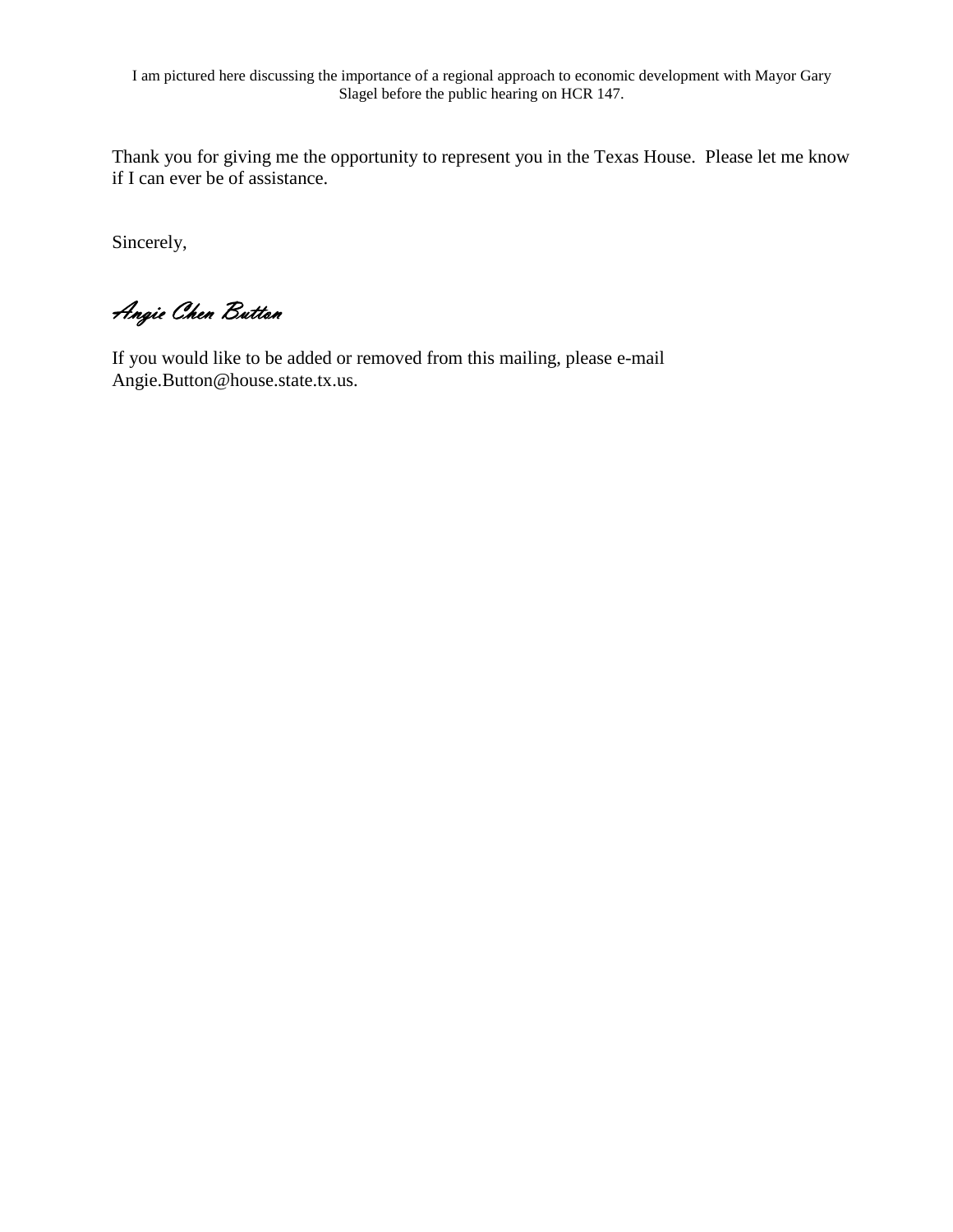I am pictured here discussing the importance of a regional approach to economic development with Mayor Gary Slagel before the public hearing on HCR 147.

Thank you for giving me the opportunity to represent you in the Texas House. Please let me know if I can ever be of assistance.

Sincerely,

*Angie Chen Button*

If you would like to be added or removed from this mailing, please e-mail Angie.Button@house.state.tx.us.